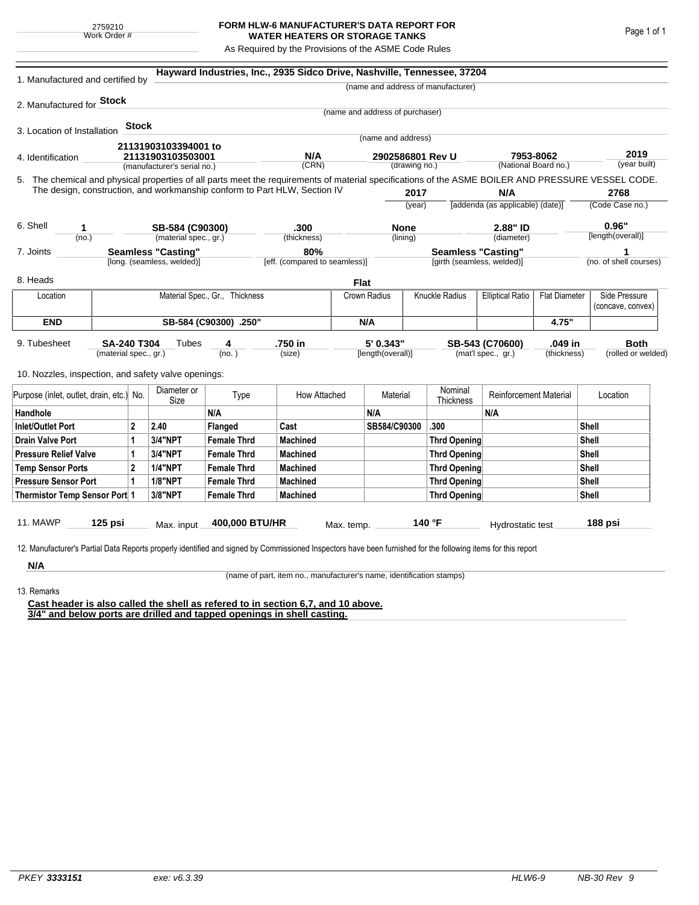2759210
Work Order #

# FORM HLW-6 MANUFACTURER'S DATA REPORT FOR WATER HEATERS OR STORAGE TANKS

As Required by the Provisions of the ASME Code Rules

1. Manufactured and certified by **Hayward Industries, Inc., 2935 Sidco Drive, Nashville, Tennessee, 37204**
(name and address of manufacturer)

2. Manufactured for **Stock**
(name and address of purchaser)

3. Location of Installation **Stock**
(name and address)

4. Identification **21131903103394001 to 21131903103503001** (manufacturer's serial no.) **N/A** (CRN) **2902586801 Rev U** (drawing no.) **7953-8062** (National Board no.) **2019** (year built)

5. The chemical and physical properties of all parts meet the requirements of material specifications of the ASME BOILER AND PRESSURE VESSEL CODE. The design, construction, and workmanship conform to Part HLW, Section IV **2017** (year) **N/A** [addenda (as applicable) (date)] **2768** (Code Case no.)

6. Shell **1** (no.) **SB-584 (C90300)** (material spec., gr.) **.300** (thickness) **None** (lining) **2.88" ID** (diameter) **0.96"** [length(overall)]

7. Joints **Seamless "Casting"** [long. (seamless, welded)] **80%** [eff. (compared to seamless)] **Seamless "Casting"** [girth (seamless, welded)] **1** (no. of shell courses)

8. Heads **Flat**

| Location | Material Spec., Gr., Thickness | Crown Radius | Knuckle Radius | Elliptical Ratio | Flat Diameter | Side Pressure (concave, convex) |
|---|---|---|---|---|---|---|
| END | SB-584 (C90300) .250" | N/A | | | 4.75" | |

9. Tubesheet **SA-240 T304** (material spec., gr.) Tubes **4** (no.) **.750 in** (size) **5' 0.343"** [length(overall)] **SB-543 (C70600)** (mat'l spec., gr.) **.049 in** (thickness) **Both** (rolled or welded)

10. Nozzles, inspection, and safety valve openings:

| Purpose (inlet, outlet, drain, etc.) | No. | Diameter or Size | Type | How Attached | Material | Nominal Thickness | Reinforcement Material | Location |
|---|---|---|---|---|---|---|---|---|
| Handhole | | | N/A | | N/A | | N/A | |
| Inlet/Outlet Port | 2 | 2.40 | Flanged | Cast | SB584/C90300 | .300 | | Shell |
| Drain Valve Port | 1 | 3/4"NPT | Female Thrd | Machined | | Thrd Opening | | Shell |
| Pressure Relief Valve | 1 | 3/4"NPT | Female Thrd | Machined | | Thrd Opening | | Shell |
| Temp Sensor Ports | 2 | 1/4"NPT | Female Thrd | Machined | | Thrd Opening | | Shell |
| Pressure Sensor Port | 1 | 1/8"NPT | Female Thrd | Machined | | Thrd Opening | | Shell |
| Thermistor Temp Sensor Port | 1 | 3/8"NPT | Female Thrd | Machined | | Thrd Opening | | Shell |

11. MAWP **125 psi** Max. input **400,000 BTU/HR** Max. temp. **140 °F** Hydrostatic test **188 psi**

12. Manufacturer's Partial Data Reports properly identified and signed by Commissioned Inspectors have been furnished for the following items for this report

**N/A**
(name of part, item no., manufacturer's name, identification stamps)

13. Remarks

**Cast header is also called the shell as refered to in section 6,7, and 10 above.**
**3/4" and below ports are drilled and tapped openings in shell casting.**

PKEY **3333151** exe: v6.3.39 HLW6-9 NB-30 Rev 9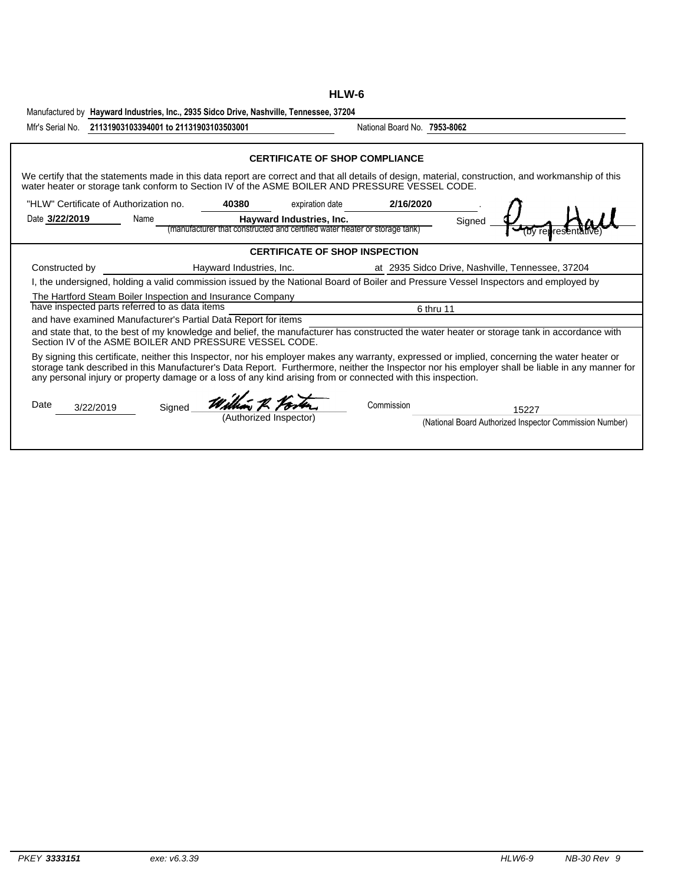# HLW-6

Manufactured by **Hayward Industries, Inc., 2935 Sidco Drive, Nashville, Tennessee, 37204**

Mfr's Serial No. **21131903103394001 to 21131903103503001** National Board No. **7953-8062**

## CERTIFICATE OF SHOP COMPLIANCE

We certify that the statements made in this data report are correct and that all details of design, material, construction, and workmanship of this water heater or storage tank conform to Section IV of the ASME BOILER AND PRESSURE VESSEL CODE.

"HLW" Certificate of Authorization no. **40380** expiration date **2/16/2020**.

Date **3/22/2019** Name **Hayward Industries, Inc.** (manufacturer that constructed and certified water heater or storage tank) Signed (by representative)

## CERTIFICATE OF SHOP INSPECTION

Constructed by Hayward Industries, Inc. at 2935 Sidco Drive, Nashville, Tennessee, 37204

I, the undersigned, holding a valid commission issued by the National Board of Boiler and Pressure Vessel Inspectors and employed by The Hartford Steam Boiler Inspection and Insurance Company

have inspected parts referred to as data items 6 thru 11

and have examined Manufacturer's Partial Data Report for items

and state that, to the best of my knowledge and belief, the manufacturer has constructed the water heater or storage tank in accordance with Section IV of the ASME BOILER AND PRESSURE VESSEL CODE.

By signing this certificate, neither this Inspector, nor his employer makes any warranty, expressed or implied, concerning the water heater or storage tank described in this Manufacturer's Data Report. Furthermore, neither the Inspector nor his employer shall be liable in any manner for any personal injury or property damage or a loss of any kind arising from or connected with this inspection.

Date 3/22/2019 Signed (Authorized Inspector) Commission 15227 (National Board Authorized Inspector Commission Number)

*PKEY* ***3333151*** *exe: v6.3.39* *HLW6-9* *NB-30 Rev 9*